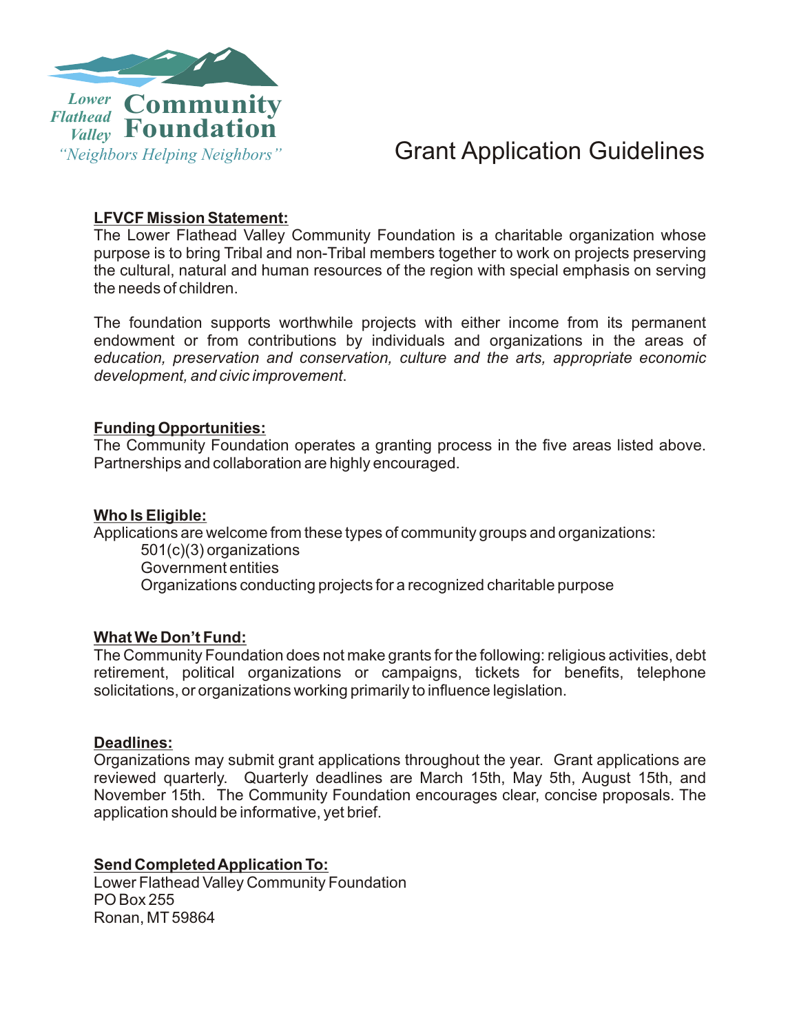Lower Flathead Valley Community Foundation

*"Neighbors Helping Neighbors"*

# Grant Application Guidelines

**LFVCF Mission Statement:**

The Lower Flathead Valley Community Foundation is a charitable organization whose purpose is to bring Tribal and non-Tribal members together to work on projects preserving the cultural, natural and human resources of the region with special emphasis on serving the needs of children.

The foundation supports worthwhile projects with either income from its permanent endowment or from contributions by individuals and organizations in the areas of *education, preservation and conservation, culture and the arts, appropriate economic development, and civic improvement*.

**Funding Opportunities:**

The Community Foundation operates a granting process in the five areas listed above. Partnerships and collaboration are highly encouraged.

**Who Is Eligible:**

Applications are welcome from these types of community groups and organizations:

- 501(c)(3) organizations
- Government entities
- Organizations conducting projects for a recognized charitable purpose

**What We Don't Fund:**

The Community Foundation does not make grants for the following: religious activities, debt retirement, political organizations or campaigns, tickets for benefits, telephone solicitations, or organizations working primarily to influence legislation.

**Deadlines:**

Organizations may submit grant applications throughout the year. Grant applications are reviewed quarterly. Quarterly deadlines are March 15th, May 5th, August 15th, and November 15th. The Community Foundation encourages clear, concise proposals. The application should be informative, yet brief.

**Send Completed Application To:**

Lower Flathead Valley Community Foundation
PO Box 255
Ronan, MT 59864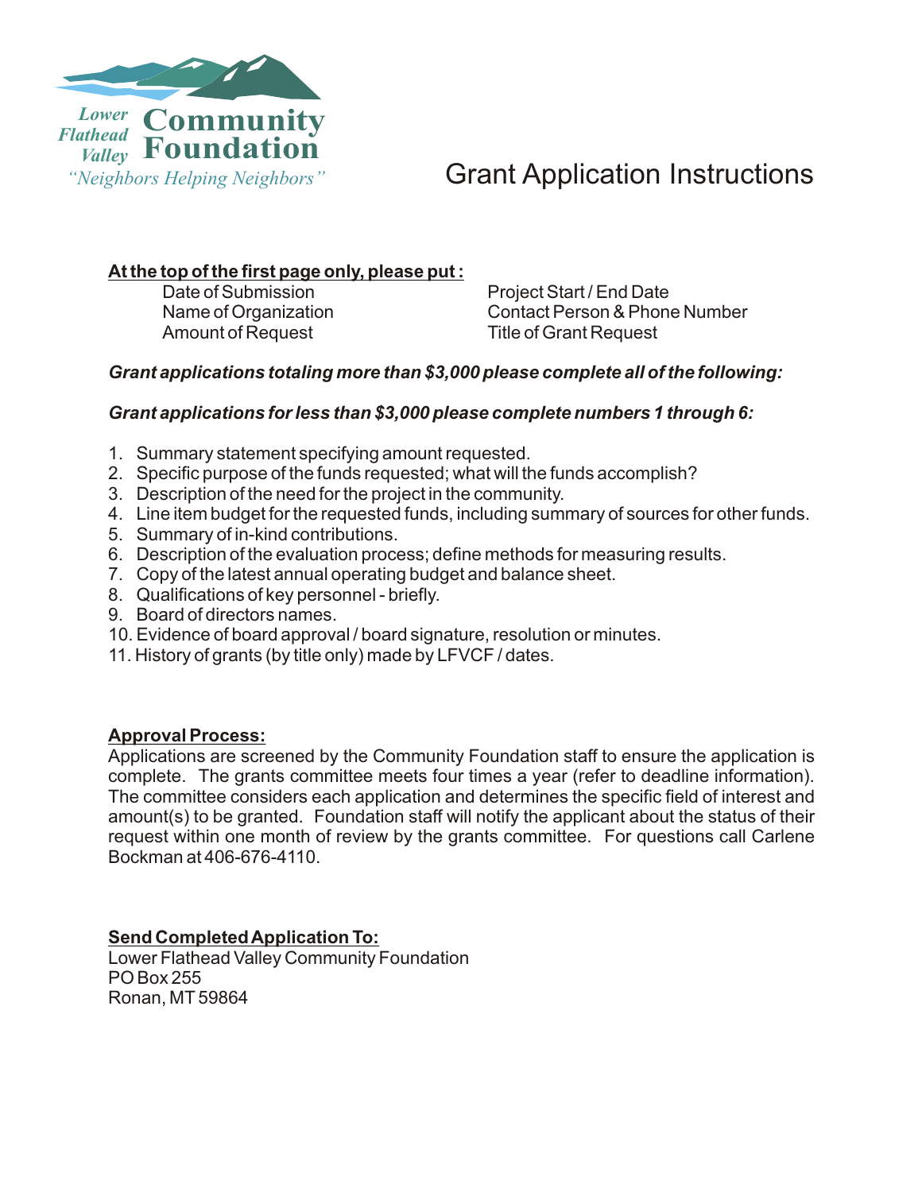Lower Flathead Valley Community Foundation

*"Neighbors Helping Neighbors"*

# Grant Application Instructions

**At the top of the first page only, please put :**

Date of Submission
Name of Organization
Amount of Request
Project Start / End Date
Contact Person & Phone Number
Title of Grant Request

***Grant applications totaling more than $3,000 please complete all of the following:***

***Grant applications for less than $3,000 please complete numbers 1 through 6:***

1. Summary statement specifying amount requested.
2. Specific purpose of the funds requested; what will the funds accomplish?
3. Description of the need for the project in the community.
4. Line item budget for the requested funds, including summary of sources for other funds.
5. Summary of in-kind contributions.
6. Description of the evaluation process; define methods for measuring results.
7. Copy of the latest annual operating budget and balance sheet.
8. Qualifications of key personnel - briefly.
9. Board of directors names.
10. Evidence of board approval / board signature, resolution or minutes.
11. History of grants (by title only) made by LFVCF / dates.

**Approval Process:**

Applications are screened by the Community Foundation staff to ensure the application is complete. The grants committee meets four times a year (refer to deadline information). The committee considers each application and determines the specific field of interest and amount(s) to be granted. Foundation staff will notify the applicant about the status of their request within one month of review by the grants committee. For questions call Carlene Bockman at 406-676-4110.

**Send Completed Application To:**

Lower Flathead Valley Community Foundation
PO Box 255
Ronan, MT 59864